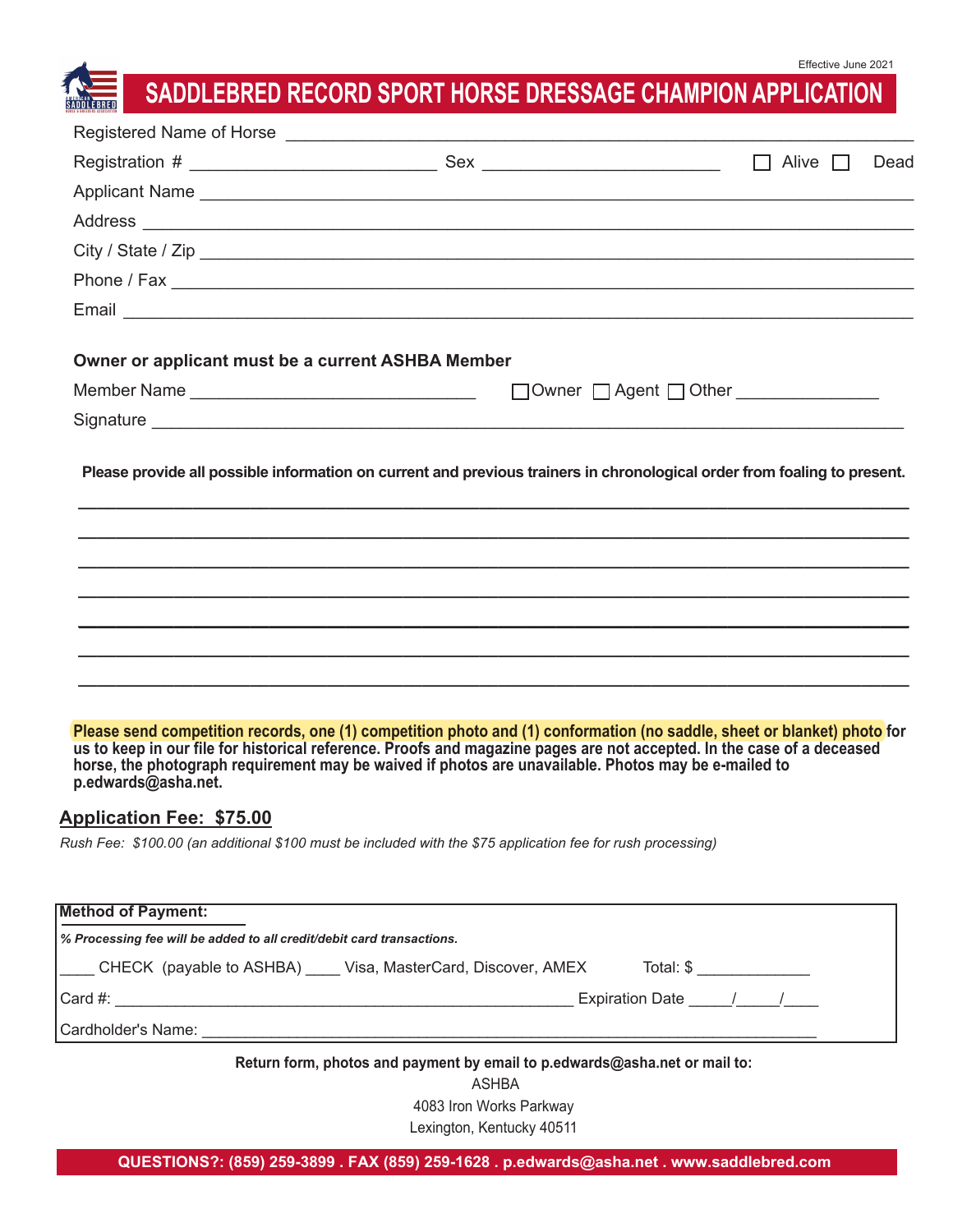Effective June 2021

# SADDLEBRED RECORD SPORT HORSE DRESSAGE CHAMPION APPLICATION

Registered Name of Horse ______________________________________________________________

Registration # ____________________ Sex ____________________ ☐ Alive ☐ Dead

Applicant Name ______________________________________________________________

Address ______________________________________________________________

City / State / Zip ______________________________________________________________

Phone / Fax ______________________________________________________________

Email ______________________________________________________________

**Owner or applicant must be a current ASHBA Member**

Member Name ________________________ ☐Owner ☐ Agent ☐ Other ____________

Signature ______________________________________________________________

**Please provide all possible information on current and previous trainers in chronological order from foaling to present.**

______________________________________________________________

______________________________________________________________

______________________________________________________________

______________________________________________________________

______________________________________________________________

______________________________________________________________

______________________________________________________________

**Please send competition records, one (1) competition photo and (1) conformation (no saddle, sheet or blanket) photo for us to keep in our file for historical reference. Proofs and magazine pages are not accepted. In the case of a deceased horse, the photograph requirement may be waived if photos are unavailable. Photos may be e-mailed to p.edwards@asha.net.**

## Application Fee: $75.00

*Rush Fee: $100.00 (an additional $100 must be included with the $75 application fee for rush processing)*

**Method of Payment:**

***% Processing fee will be added to all credit/debit card transactions.***

____ CHECK (payable to ASHBA) ____ Visa, MasterCard, Discover, AMEX Total: $ ____________

Card #: ________________________________________ Expiration Date _____/_____/____

Cardholder's Name: ________________________________________________

**Return form, photos and payment by email to p.edwards@asha.net or mail to:**

ASHBA
4083 Iron Works Parkway
Lexington, Kentucky 40511

**QUESTIONS?: (859) 259-3899 . FAX (859) 259-1628 . p.edwards@asha.net . www.saddlebred.com**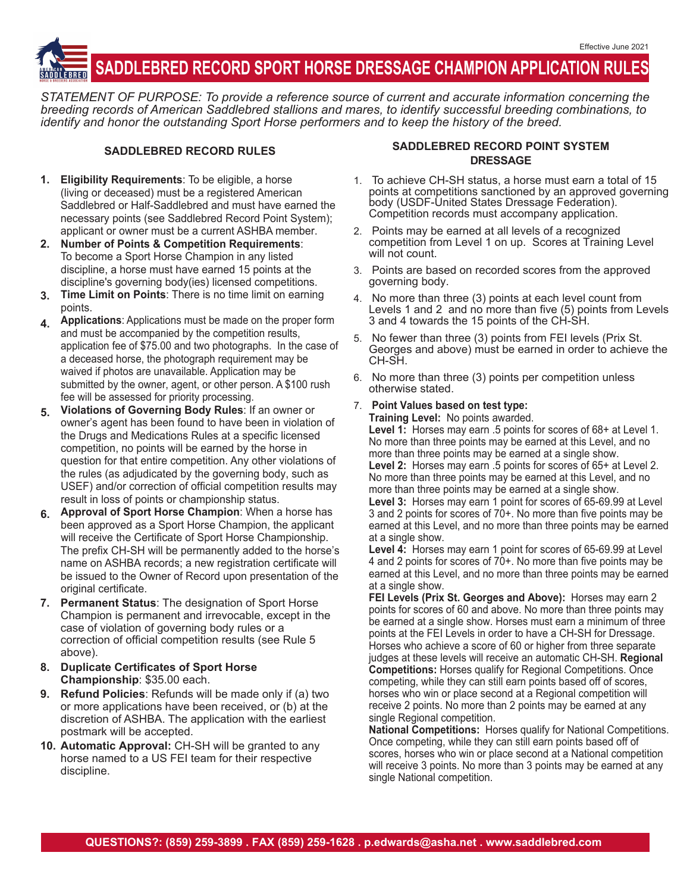Effective June 2021

# SADDLEBRED RECORD SPORT HORSE DRESSAGE CHAMPION APPLICATION RULES

*STATEMENT OF PURPOSE: To provide a reference source of current and accurate information concerning the breeding records of American Saddlebred stallions and mares, to identify successful breeding combinations, to identify and honor the outstanding Sport Horse performers and to keep the history of the breed.*

## SADDLEBRED RECORD RULES

1. **Eligibility Requirements**: To be eligible, a horse (living or deceased) must be a registered American Saddlebred or Half-Saddlebred and must have earned the necessary points (see Saddlebred Record Point System); applicant or owner must be a current ASHBA member.
2. **Number of Points & Competition Requirements**: To become a Sport Horse Champion in any listed discipline, a horse must have earned 15 points at the discipline's governing body(ies) licensed competitions.
3. **Time Limit on Points**: There is no time limit on earning points.
4. **Applications**: Applications must be made on the proper form and must be accompanied by the competition results, application fee of $75.00 and two photographs. In the case of a deceased horse, the photograph requirement may be waived if photos are unavailable. Application may be submitted by the owner, agent, or other person. A $100 rush fee will be assessed for priority processing.
5. **Violations of Governing Body Rules**: If an owner or owner's agent has been found to have been in violation of the Drugs and Medications Rules at a specific licensed competition, no points will be earned by the horse in question for that entire competition. Any other violations of the rules (as adjudicated by the governing body, such as USEF) and/or correction of official competition results may result in loss of points or championship status.
6. **Approval of Sport Horse Champion**: When a horse has been approved as a Sport Horse Champion, the applicant will receive the Certificate of Sport Horse Championship. The prefix CH-SH will be permanently added to the horse's name on ASHBA records; a new registration certificate will be issued to the Owner of Record upon presentation of the original certificate.
7. **Permanent Status**: The designation of Sport Horse Champion is permanent and irrevocable, except in the case of violation of governing body rules or a correction of official competition results (see Rule 5 above).
8. **Duplicate Certificates of Sport Horse Championship**: $35.00 each.
9. **Refund Policies**: Refunds will be made only if (a) two or more applications have been received, or (b) at the discretion of ASHBA. The application with the earliest postmark will be accepted.
10. **Automatic Approval:** CH-SH will be granted to any horse named to a US FEI team for their respective discipline.

## SADDLEBRED RECORD POINT SYSTEM DRESSAGE

1. To achieve CH-SH status, a horse must earn a total of 15 points at competitions sanctioned by an approved governing body (USDF-United States Dressage Federation). Competition records must accompany application.
2. Points may be earned at all levels of a recognized competition from Level 1 on up. Scores at Training Level will not count.
3. Points are based on recorded scores from the approved governing body.
4. No more than three (3) points at each level count from Levels 1 and 2 and no more than five (5) points from Levels 3 and 4 towards the 15 points of the CH-SH.
5. No fewer than three (3) points from FEI levels (Prix St. Georges and above) must be earned in order to achieve the CH-SH.
6. No more than three (3) points per competition unless otherwise stated.
7. **Point Values based on test type:**
   **Training Level:** No points awarded.
   **Level 1:** Horses may earn .5 points for scores of 68+ at Level 1. No more than three points may be earned at this Level, and no more than three points may be earned at a single show.
   **Level 2:** Horses may earn .5 points for scores of 65+ at Level 2. No more than three points may be earned at this Level, and no more than three points may be earned at a single show.
   **Level 3:** Horses may earn 1 point for scores of 65-69.99 at Level 3 and 2 points for scores of 70+. No more than five points may be earned at this Level, and no more than three points may be earned at a single show.
   **Level 4:** Horses may earn 1 point for scores of 65-69.99 at Level 4 and 2 points for scores of 70+. No more than five points may be earned at this Level, and no more than three points may be earned at a single show.
   **FEI Levels (Prix St. Georges and Above):** Horses may earn 2 points for scores of 60 and above. No more than three points may be earned at a single show. Horses must earn a minimum of three points at the FEI Levels in order to have a CH-SH for Dressage. Horses who achieve a score of 60 or higher from three separate judges at these levels will receive an automatic CH-SH. **Regional Competitions:** Horses qualify for Regional Competitions. Once competing, while they can still earn points based off of scores, horses who win or place second at a Regional competition will receive 2 points. No more than 2 points may be earned at any single Regional competition.
   **National Competitions:** Horses qualify for National Competitions. Once competing, while they can still earn points based off of scores, horses who win or place second at a National competition will receive 3 points. No more than 3 points may be earned at any single National competition.

QUESTIONS?: (859) 259-3899 . FAX (859) 259-1628 . p.edwards@asha.net . www.saddlebred.com